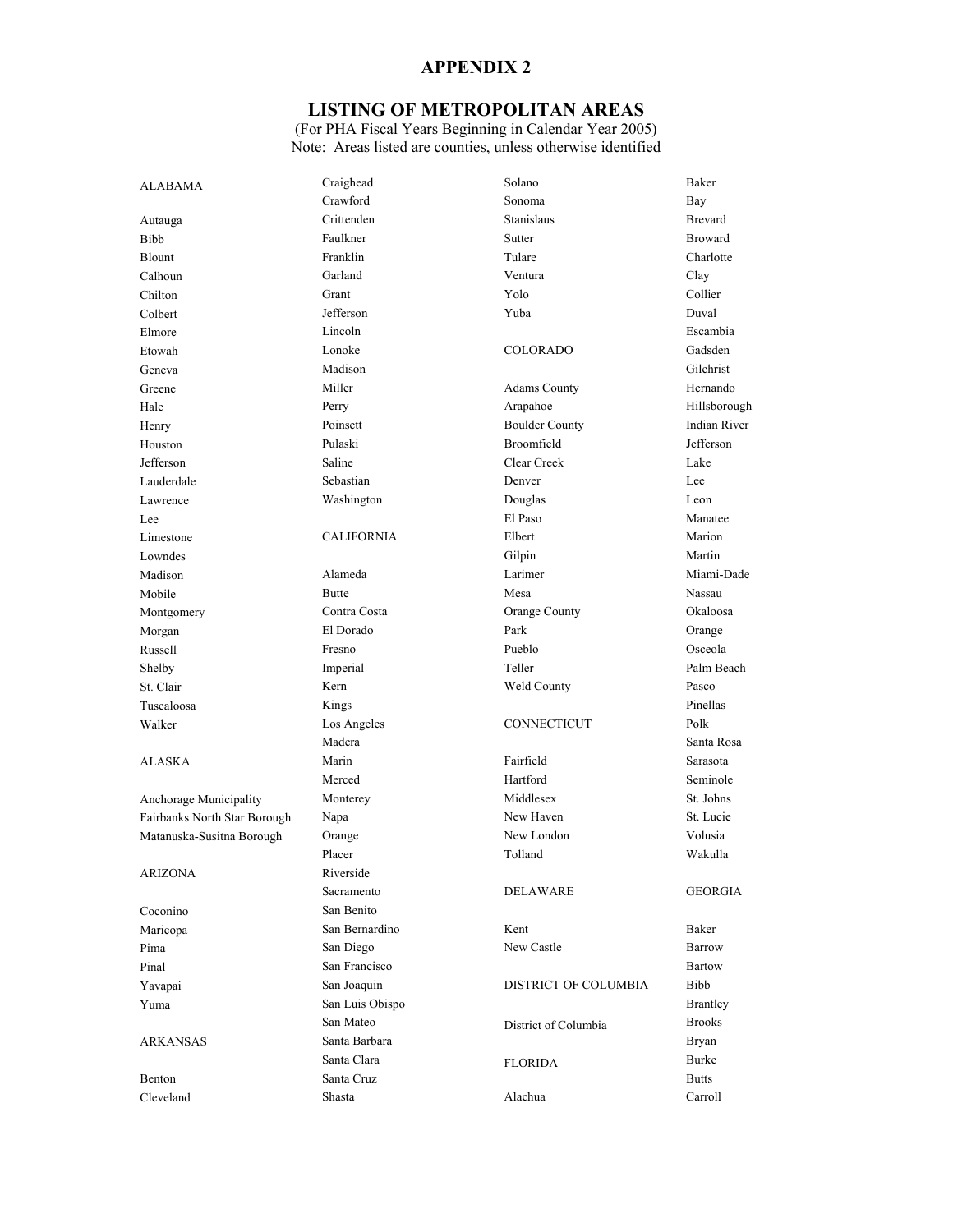# APPENDIX 2

## LISTING OF METROPOLITAN AREAS

(For PHA Fiscal Years Beginning in Calendar Year 2005)
Note: Areas listed are counties, unless otherwise identified

ALABAMA

Autauga
Bibb
Blount
Calhoun
Chilton
Colbert
Elmore
Etowah
Geneva
Greene
Hale
Henry
Houston
Jefferson
Lauderdale
Lawrence
Lee
Limestone
Lowndes
Madison
Mobile
Montgomery
Morgan
Russell
Shelby
St. Clair
Tuscaloosa
Walker

ALASKA

Anchorage Municipality
Fairbanks North Star Borough
Matanuska-Susitna Borough

ARIZONA

Coconino
Maricopa
Pima
Pinal
Yavapai
Yuma

ARKANSAS

Benton
Cleveland
Craighead
Crawford
Crittenden
Faulkner
Franklin
Garland
Grant
Jefferson
Lincoln
Lonoke
Madison
Miller
Perry
Poinsett
Pulaski
Saline
Sebastian
Washington

CALIFORNIA

Alameda
Butte
Contra Costa
El Dorado
Fresno
Imperial
Kern
Kings
Los Angeles
Madera
Marin
Merced
Monterey
Napa
Orange
Placer
Riverside
Sacramento
San Benito
San Bernardino
San Diego
San Francisco
San Joaquin
San Luis Obispo
San Mateo
Santa Barbara
Santa Clara
Santa Cruz
Shasta
Solano
Sonoma
Stanislaus
Sutter
Tulare
Ventura
Yolo
Yuba

COLORADO

Adams County
Arapahoe
Boulder County
Broomfield
Clear Creek
Denver
Douglas
El Paso
Elbert
Gilpin
Larimer
Mesa
Orange County
Park
Pueblo
Teller
Weld County

CONNECTICUT

Fairfield
Hartford
Middlesex
New Haven
New London
Tolland

DELAWARE

Kent
New Castle

DISTRICT OF COLUMBIA

District of Columbia

FLORIDA

Alachua
Baker
Bay
Brevard
Broward
Charlotte
Clay
Collier
Duval
Escambia
Gadsden
Gilchrist
Hernando
Hillsborough
Indian River
Jefferson
Lake
Lee
Leon
Manatee
Marion
Martin
Miami-Dade
Nassau
Okaloosa
Orange
Osceola
Palm Beach
Pasco
Pinellas
Polk
Santa Rosa
Sarasota
Seminole
St. Johns
St. Lucie
Volusia
Wakulla

GEORGIA

Baker
Barrow
Bartow
Bibb
Brantley
Brooks
Bryan
Burke
Butts
Carroll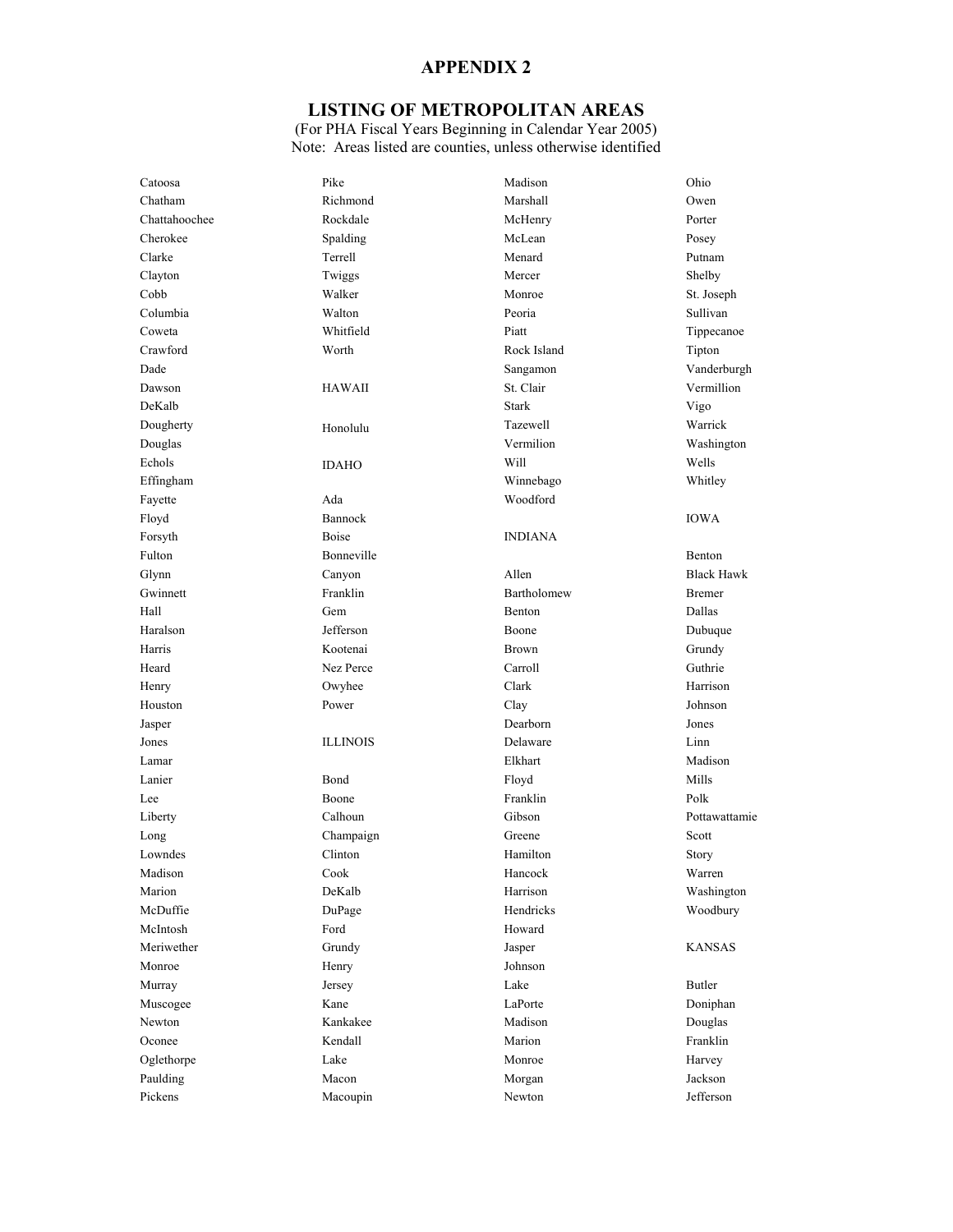## APPENDIX 2

## LISTING OF METROPOLITAN AREAS

(For PHA Fiscal Years Beginning in Calendar Year 2005)
Note: Areas listed are counties, unless otherwise identified

Catoosa
Chatham
Chattahoochee
Cherokee
Clarke
Clayton
Cobb
Columbia
Coweta
Crawford
Dade
Dawson
DeKalb
Dougherty
Douglas
Echols
Effingham
Fayette
Floyd
Forsyth
Fulton
Glynn
Gwinnett
Hall
Haralson
Harris
Heard
Henry
Houston
Jasper
Jones
Lamar
Lanier
Lee
Liberty
Long
Lowndes
Madison
Marion
McDuffie
McIntosh
Meriwether
Monroe
Murray
Muscogee
Newton
Oconee
Oglethorpe
Paulding
Pickens
Pike
Richmond
Rockdale
Spalding
Terrell
Twiggs
Walker
Walton
Whitfield
Worth

HAWAII

Honolulu

IDAHO

Ada
Bannock
Boise
Bonneville
Canyon
Franklin
Gem
Jefferson
Kootenai
Nez Perce
Owyhee
Power

ILLINOIS

Bond
Boone
Calhoun
Champaign
Clinton
Cook
DeKalb
DuPage
Ford
Grundy
Henry
Jersey
Kane
Kankakee
Kendall
Lake
Macon
Macoupin
Madison
Marshall
McHenry
McLean
Menard
Mercer
Monroe
Peoria
Piatt
Rock Island
Sangamon
St. Clair
Stark
Tazewell
Vermilion
Will
Winnebago
Woodford

INDIANA

Allen
Bartholomew
Benton
Boone
Brown
Carroll
Clark
Clay
Dearborn
Delaware
Elkhart
Floyd
Franklin
Gibson
Greene
Hamilton
Hancock
Harrison
Hendricks
Howard
Jasper
Johnson
Lake
LaPorte
Madison
Marion
Monroe
Morgan
Newton
Ohio
Owen
Porter
Posey
Putnam
Shelby
St. Joseph
Sullivan
Tippecanoe
Tipton
Vanderburgh
Vermillion
Vigo
Warrick
Washington
Wells
Whitley

IOWA

Benton
Black Hawk
Bremer
Dallas
Dubuque
Grundy
Guthrie
Harrison
Johnson
Jones
Linn
Madison
Mills
Polk
Pottawattamie
Scott
Story
Warren
Washington
Woodbury

KANSAS

Butler
Doniphan
Douglas
Franklin
Harvey
Jackson
Jefferson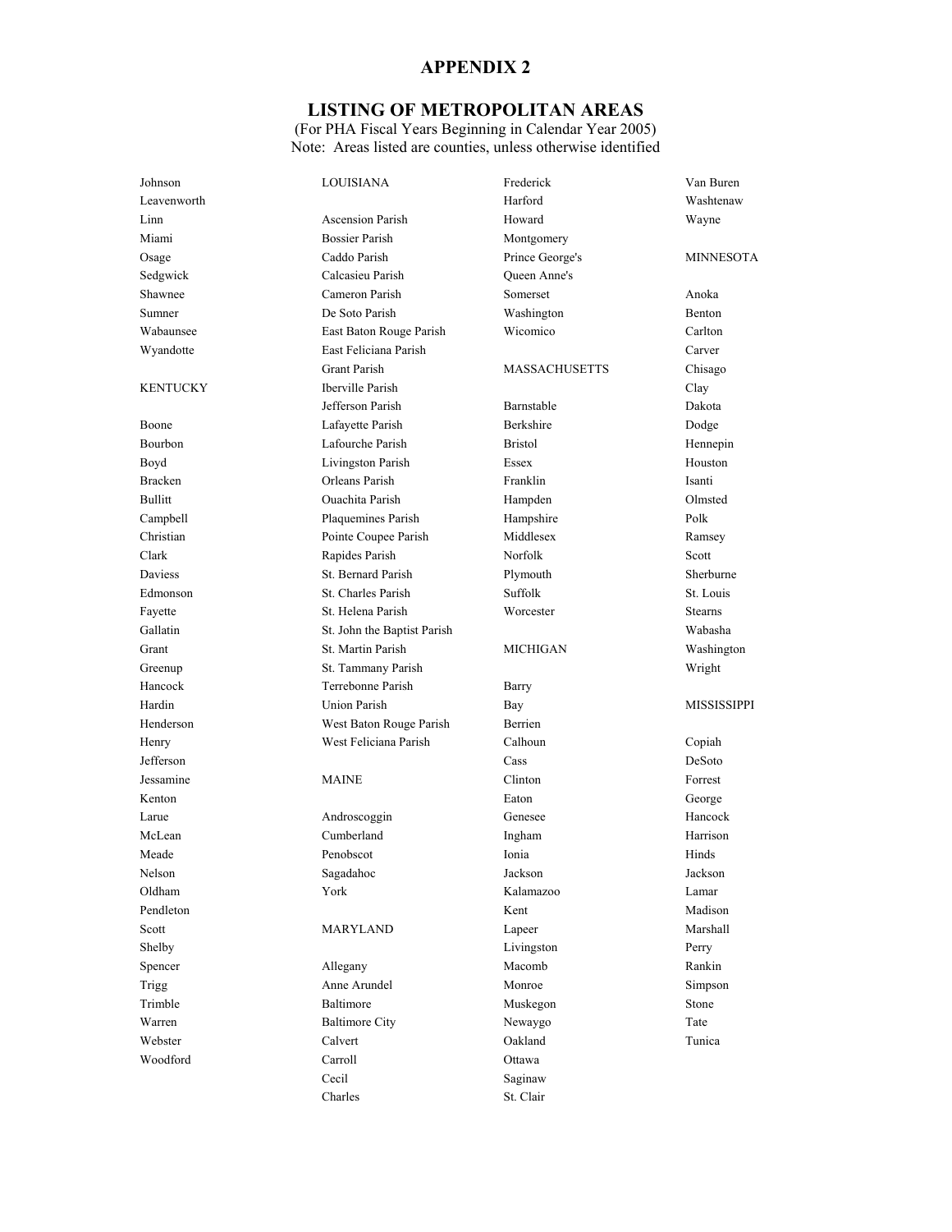## APPENDIX 2

## LISTING OF METROPOLITAN AREAS

(For PHA Fiscal Years Beginning in Calendar Year 2005)
Note: Areas listed are counties, unless otherwise identified

Johnson
Leavenworth
Linn
Miami
Osage
Sedgwick
Shawnee
Sumner
Wabaunsee
Wyandotte

KENTUCKY

Boone
Bourbon
Boyd
Bracken
Bullitt
Campbell
Christian
Clark
Daviess
Edmonson
Fayette
Gallatin
Grant
Greenup
Hancock
Hardin
Henderson
Henry
Jefferson
Jessamine
Kenton
Larue
McLean
Meade
Nelson
Oldham
Pendleton
Scott
Shelby
Spencer
Trigg
Trimble
Warren
Webster
Woodford

LOUISIANA

Ascension Parish
Bossier Parish
Caddo Parish
Calcasieu Parish
Cameron Parish
De Soto Parish
East Baton Rouge Parish
East Feliciana Parish
Grant Parish
Iberville Parish
Jefferson Parish
Lafayette Parish
Lafourche Parish
Livingston Parish
Orleans Parish
Ouachita Parish
Plaquemines Parish
Pointe Coupee Parish
Rapides Parish
St. Bernard Parish
St. Charles Parish
St. Helena Parish
St. John the Baptist Parish
St. Martin Parish
St. Tammany Parish
Terrebonne Parish
Union Parish
West Baton Rouge Parish
West Feliciana Parish

MAINE

Androscoggin
Cumberland
Penobscot
Sagadahoc
York

MARYLAND

Allegany
Anne Arundel
Baltimore
Baltimore City
Calvert
Carroll
Cecil
Charles
Frederick
Harford
Howard
Montgomery
Prince George's
Queen Anne's
Somerset
Washington
Wicomico

MASSACHUSETTS

Barnstable
Berkshire
Bristol
Essex
Franklin
Hampden
Hampshire
Middlesex
Norfolk
Plymouth
Suffolk
Worcester

MICHIGAN

Barry
Bay
Berrien
Calhoun
Cass
Clinton
Eaton
Genesee
Ingham
Ionia
Jackson
Kalamazoo
Kent
Lapeer
Livingston
Macomb
Monroe
Muskegon
Newaygo
Oakland
Ottawa
Saginaw
St. Clair
Van Buren
Washtenaw
Wayne

MINNESOTA

Anoka
Benton
Carlton
Carver
Chisago
Clay
Dakota
Dodge
Hennepin
Houston
Isanti
Olmsted
Polk
Ramsey
Scott
Sherburne
St. Louis
Stearns
Wabasha
Washington
Wright

MISSISSIPPI

Copiah
DeSoto
Forrest
George
Hancock
Harrison
Hinds
Jackson
Lamar
Madison
Marshall
Perry
Rankin
Simpson
Stone
Tate
Tunica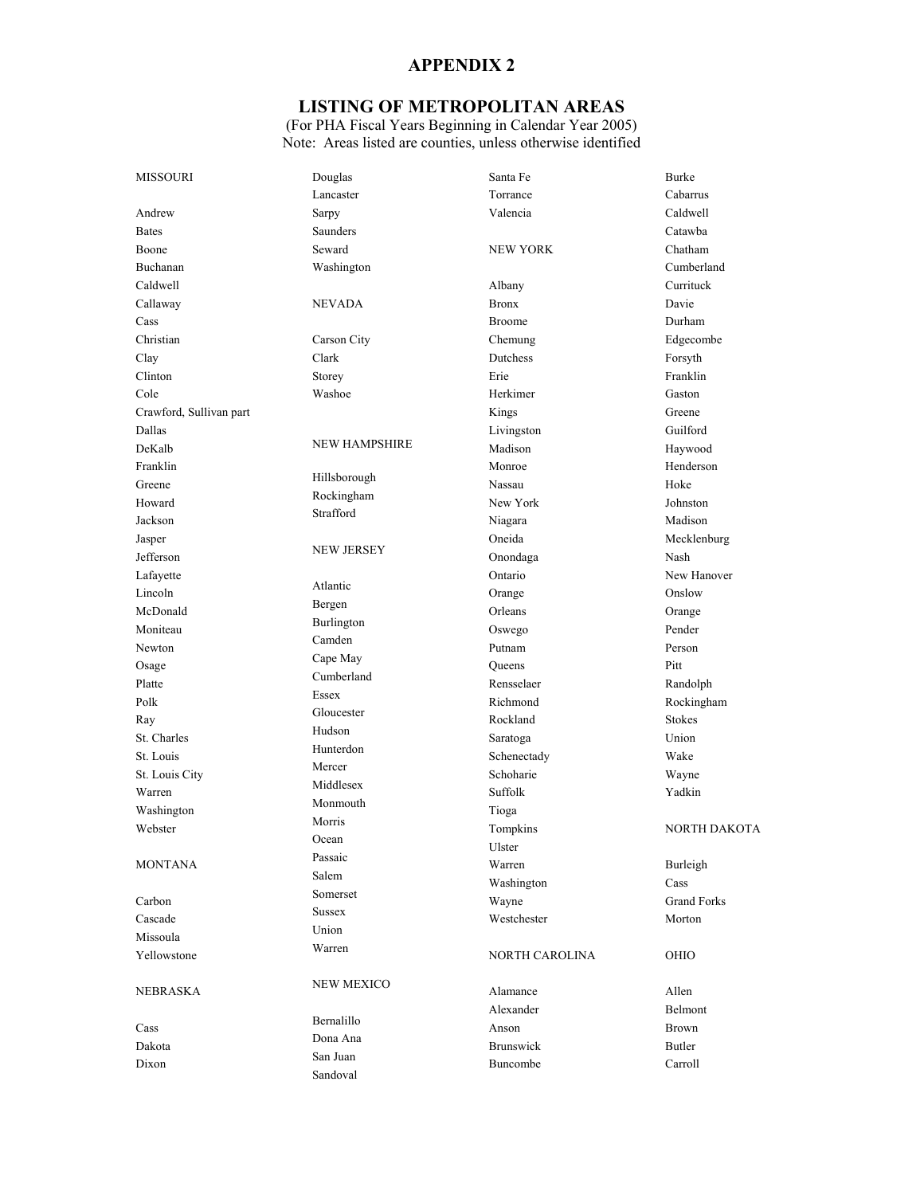# APPENDIX 2

## LISTING OF METROPOLITAN AREAS

(For PHA Fiscal Years Beginning in Calendar Year 2005)
Note: Areas listed are counties, unless otherwise identified

MISSOURI

Andrew
Bates
Boone
Buchanan
Caldwell
Callaway
Cass
Christian
Clay
Clinton
Cole
Crawford, Sullivan part
Dallas
DeKalb
Franklin
Greene
Howard
Jackson
Jasper
Jefferson
Lafayette
Lincoln
McDonald
Moniteau
Newton
Osage
Platte
Polk
Ray
St. Charles
St. Louis
St. Louis City
Warren
Washington
Webster

MONTANA

Carbon
Cascade
Missoula
Yellowstone

NEBRASKA

Cass
Dakota
Dixon
Douglas
Lancaster
Sarpy
Saunders
Seward
Washington

NEVADA

Carson City
Clark
Storey
Washoe

NEW HAMPSHIRE

Hillsborough
Rockingham
Strafford

NEW JERSEY

Atlantic
Bergen
Burlington
Camden
Cape May
Cumberland
Essex
Gloucester
Hudson
Hunterdon
Mercer
Middlesex
Monmouth
Morris
Ocean
Passaic
Salem
Somerset
Sussex
Union
Warren

NEW MEXICO

Bernalillo
Dona Ana
San Juan
Sandoval
Santa Fe
Torrance
Valencia

NEW YORK

Albany
Bronx
Broome
Chemung
Dutchess
Erie
Herkimer
Kings
Livingston
Madison
Monroe
Nassau
New York
Niagara
Oneida
Onondaga
Ontario
Orange
Orleans
Oswego
Putnam
Queens
Rensselaer
Richmond
Rockland
Saratoga
Schenectady
Schoharie
Suffolk
Tioga
Tompkins
Ulster
Warren
Washington
Wayne
Westchester

NORTH CAROLINA

Alamance
Alexander
Anson
Brunswick
Buncombe
Burke
Cabarrus
Caldwell
Catawba
Chatham
Cumberland
Currituck
Davie
Durham
Edgecombe
Forsyth
Franklin
Gaston
Greene
Guilford
Haywood
Henderson
Hoke
Johnston
Madison
Mecklenburg
Nash
New Hanover
Onslow
Orange
Pender
Person
Pitt
Randolph
Rockingham
Stokes
Union
Wake
Wayne
Yadkin

NORTH DAKOTA

Burleigh
Cass
Grand Forks
Morton

OHIO

Allen
Belmont
Brown
Butler
Carroll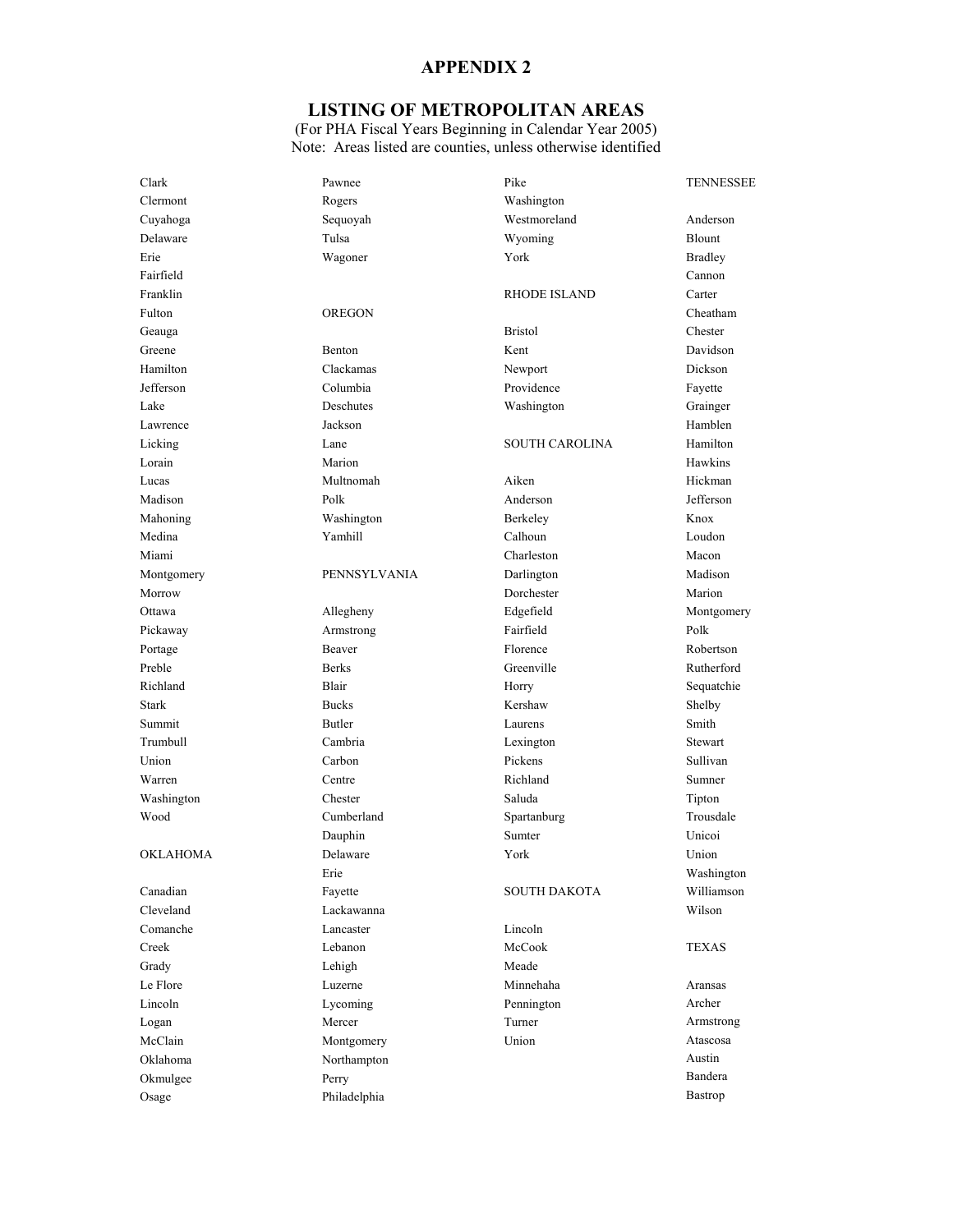## APPENDIX 2

## LISTING OF METROPOLITAN AREAS

(For PHA Fiscal Years Beginning in Calendar Year 2005)
Note: Areas listed are counties, unless otherwise identified

Clark
Clermont
Cuyahoga
Delaware
Erie
Fairfield
Franklin
Fulton
Geauga
Greene
Hamilton
Jefferson
Lake
Lawrence
Licking
Lorain
Lucas
Madison
Mahoning
Medina
Miami
Montgomery
Morrow
Ottawa
Pickaway
Portage
Preble
Richland
Stark
Summit
Trumbull
Union
Warren
Washington
Wood

OKLAHOMA

Canadian
Cleveland
Comanche
Creek
Grady
Le Flore
Lincoln
Logan
McClain
Oklahoma
Okmulgee
Osage
Pawnee
Rogers
Sequoyah
Tulsa
Wagoner

OREGON

Benton
Clackamas
Columbia
Deschutes
Jackson
Lane
Marion
Multnomah
Polk
Washington
Yamhill

PENNSYLVANIA

Allegheny
Armstrong
Beaver
Berks
Blair
Bucks
Butler
Cambria
Carbon
Centre
Chester
Cumberland
Dauphin
Delaware
Erie
Fayette
Lackawanna
Lancaster
Lebanon
Lehigh
Luzerne
Lycoming
Mercer
Montgomery
Northampton
Perry
Philadelphia
Pike
Washington
Westmoreland
Wyoming
York

RHODE ISLAND

Bristol
Kent
Newport
Providence
Washington

SOUTH CAROLINA

Aiken
Anderson
Berkeley
Calhoun
Charleston
Darlington
Dorchester
Edgefield
Fairfield
Florence
Greenville
Horry
Kershaw
Laurens
Lexington
Pickens
Richland
Saluda
Spartanburg
Sumter
York

SOUTH DAKOTA

Lincoln
McCook
Meade
Minnehaha
Pennington
Turner
Union

TENNESSEE

Anderson
Blount
Bradley
Cannon
Carter
Cheatham
Chester
Davidson
Dickson
Fayette
Grainger
Hamblen
Hamilton
Hawkins
Hickman
Jefferson
Knox
Loudon
Macon
Madison
Marion
Montgomery
Polk
Robertson
Rutherford
Sequatchie
Shelby
Smith
Stewart
Sullivan
Sumner
Tipton
Trousdale
Unicoi
Union
Washington
Williamson
Wilson

TEXAS

Aransas
Archer
Armstrong
Atascosa
Austin
Bandera
Bastrop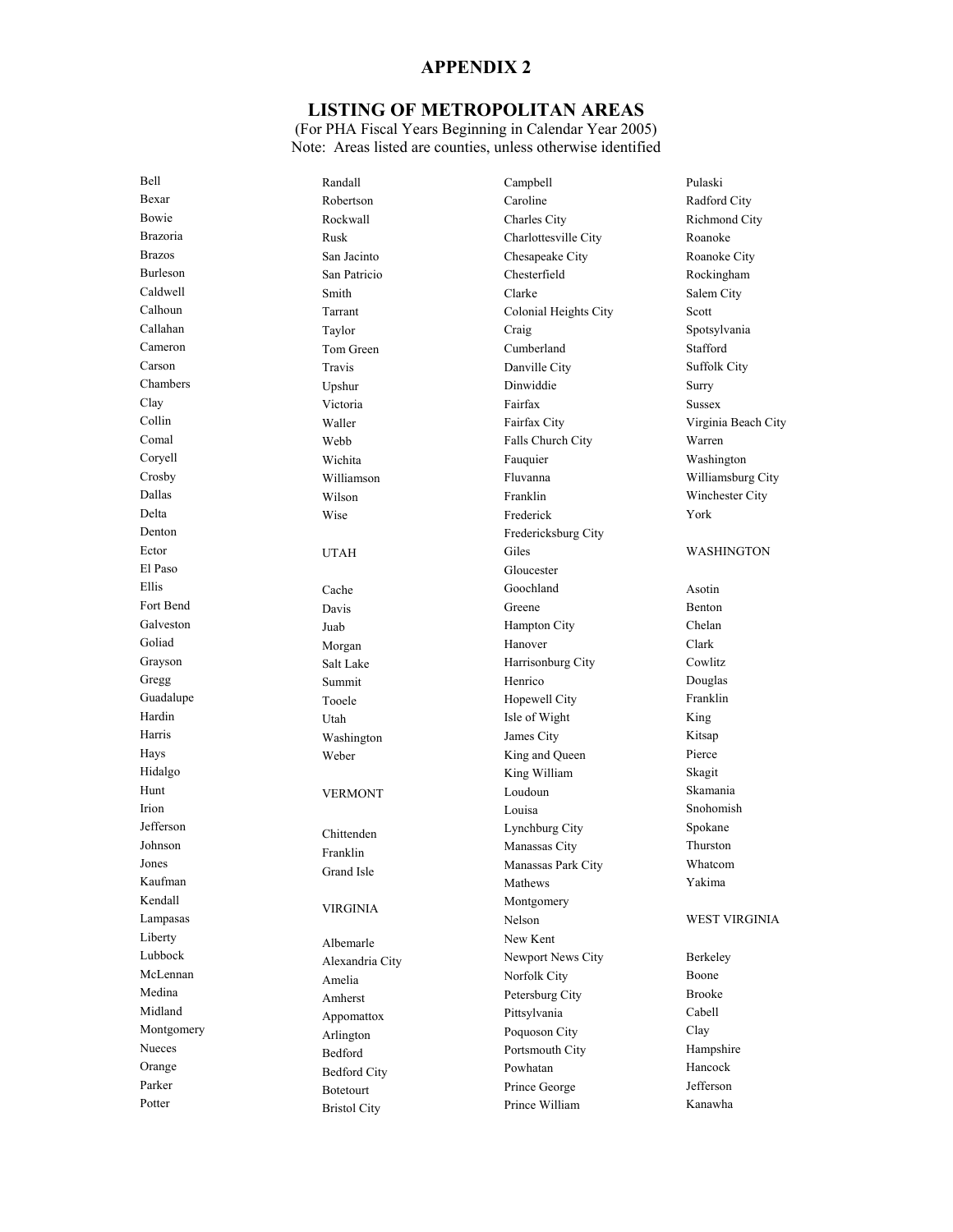# APPENDIX 2

## LISTING OF METROPOLITAN AREAS

(For PHA Fiscal Years Beginning in Calendar Year 2005)
Note: Areas listed are counties, unless otherwise identified

Bell
Bexar
Bowie
Brazoria
Brazos
Burleson
Caldwell
Calhoun
Callahan
Cameron
Carson
Chambers
Clay
Collin
Comal
Coryell
Crosby
Dallas
Delta
Denton
Ector
El Paso
Ellis
Fort Bend
Galveston
Goliad
Grayson
Gregg
Guadalupe
Hardin
Harris
Hays
Hidalgo
Hunt
Irion
Jefferson
Johnson
Jones
Kaufman
Kendall
Lampasas
Liberty
Lubbock
McLennan
Medina
Midland
Montgomery
Nueces
Orange
Parker
Potter

Randall
Robertson
Rockwall
Rusk
San Jacinto
San Patricio
Smith
Tarrant
Taylor
Tom Green
Travis
Upshur
Victoria
Waller
Webb
Wichita
Williamson
Wilson
Wise

UTAH

Cache
Davis
Juab
Morgan
Salt Lake
Summit
Tooele
Utah
Washington
Weber

VERMONT

Chittenden
Franklin
Grand Isle

VIRGINIA

Albemarle
Alexandria City
Amelia
Amherst
Appomattox
Arlington
Bedford
Bedford City
Botetourt
Bristol City
Campbell
Caroline
Charles City
Charlottesville City
Chesapeake City
Chesterfield
Clarke
Colonial Heights City
Craig
Cumberland
Danville City
Dinwiddie
Fairfax
Fairfax City
Falls Church City
Fauquier
Fluvanna
Franklin
Frederick
Fredericksburg City
Giles
Gloucester
Goochland
Greene
Hampton City
Hanover
Harrisonburg City
Henrico
Hopewell City
Isle of Wight
James City
King and Queen
King William
Loudoun
Louisa
Lynchburg City
Manassas City
Manassas Park City
Mathews
Montgomery
Nelson
New Kent
Newport News City
Norfolk City
Petersburg City
Pittsylvania
Poquoson City
Portsmouth City
Powhatan
Prince George
Prince William
Pulaski
Radford City
Richmond City
Roanoke
Roanoke City
Rockingham
Salem City
Scott
Spotsylvania
Stafford
Suffolk City
Surry
Sussex
Virginia Beach City
Warren
Washington
Williamsburg City
Winchester City
York

WASHINGTON

Asotin
Benton
Chelan
Clark
Cowlitz
Douglas
Franklin
King
Kitsap
Pierce
Skagit
Skamania
Snohomish
Spokane
Thurston
Whatcom
Yakima

WEST VIRGINIA

Berkeley
Boone
Brooke
Cabell
Clay
Hampshire
Hancock
Jefferson
Kanawha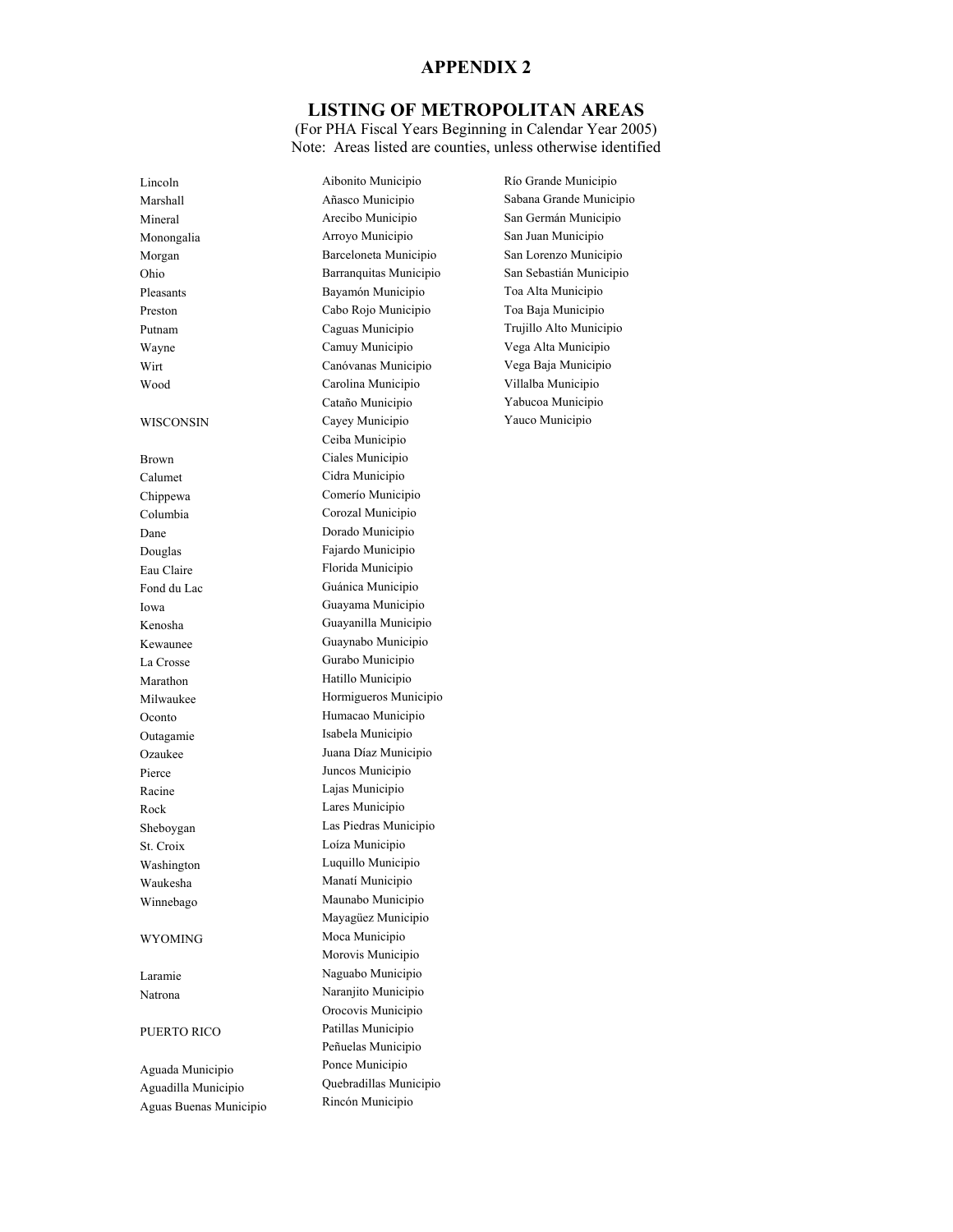# APPENDIX 2

## LISTING OF METROPOLITAN AREAS

(For PHA Fiscal Years Beginning in Calendar Year 2005)
Note: Areas listed are counties, unless otherwise identified

Lincoln
Marshall
Mineral
Monongalia
Morgan
Ohio
Pleasants
Preston
Putnam
Wayne
Wirt
Wood

WISCONSIN

Brown
Calumet
Chippewa
Columbia
Dane
Douglas
Eau Claire
Fond du Lac
Iowa
Kenosha
Kewaunee
La Crosse
Marathon
Milwaukee
Oconto
Outagamie
Ozaukee
Pierce
Racine
Rock
Sheboygan
St. Croix
Washington
Waukesha
Winnebago

WYOMING

Laramie
Natrona

PUERTO RICO

Aguada Municipio
Aguadilla Municipio
Aguas Buenas Municipio
Aibonito Municipio
Añasco Municipio
Arecibo Municipio
Arroyo Municipio
Barceloneta Municipio
Barranquitas Municipio
Bayamón Municipio
Cabo Rojo Municipio
Caguas Municipio
Camuy Municipio
Canóvanas Municipio
Carolina Municipio
Cataño Municipio
Cayey Municipio
Ceiba Municipio
Ciales Municipio
Cidra Municipio
Comerío Municipio
Corozal Municipio
Dorado Municipio
Fajardo Municipio
Florida Municipio
Guánica Municipio
Guayama Municipio
Guayanilla Municipio
Guaynabo Municipio
Gurabo Municipio
Hatillo Municipio
Hormigueros Municipio
Humacao Municipio
Isabela Municipio
Juana Díaz Municipio
Juncos Municipio
Lajas Municipio
Lares Municipio
Las Piedras Municipio
Loíza Municipio
Luquillo Municipio
Manatí Municipio
Maunabo Municipio
Mayagüez Municipio
Moca Municipio
Morovis Municipio
Naguabo Municipio
Naranjito Municipio
Orocovis Municipio
Patillas Municipio
Peñuelas Municipio
Ponce Municipio
Quebradillas Municipio
Rincón Municipio
Río Grande Municipio
Sabana Grande Municipio
San Germán Municipio
San Juan Municipio
San Lorenzo Municipio
San Sebastián Municipio
Toa Alta Municipio
Toa Baja Municipio
Trujillo Alto Municipio
Vega Alta Municipio
Vega Baja Municipio
Villalba Municipio
Yabucoa Municipio
Yauco Municipio